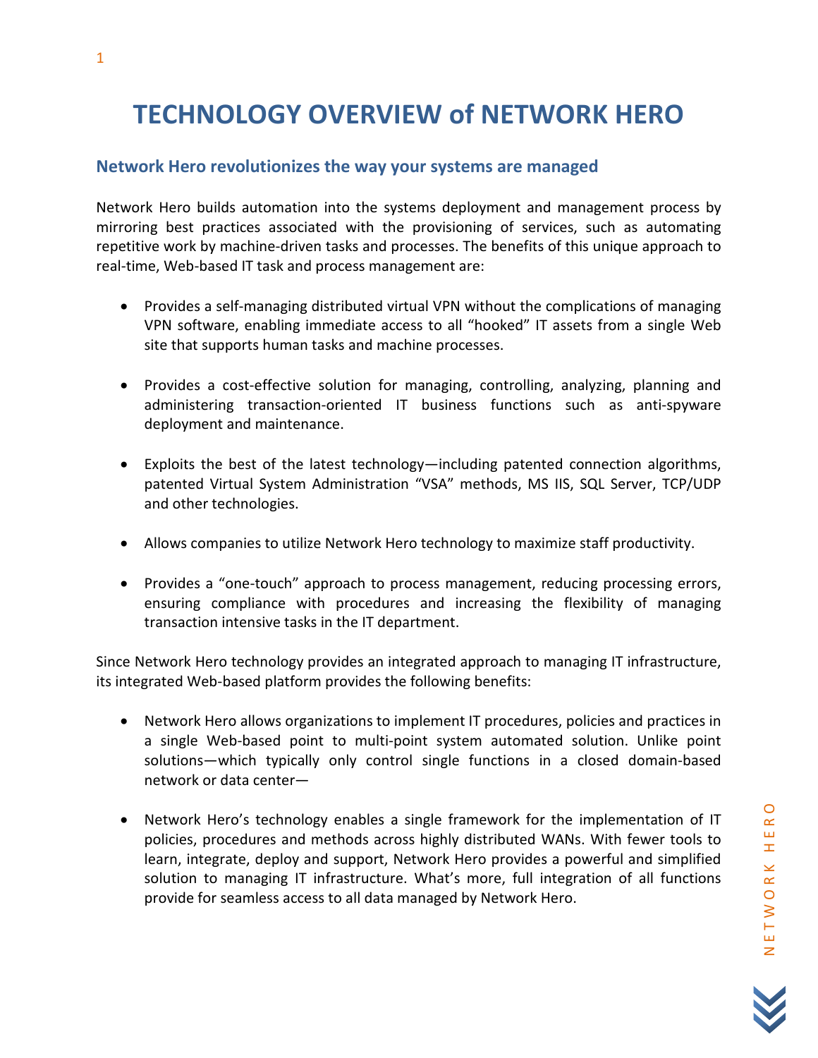# TECHNOLOGY OVERVIEW of NETWORK HERO

## Network Hero revolutionizes the way your systems are managed

Network Hero builds automation into the systems deployment and management process by mirroring best practices associated with the provisioning of services, such as automating repetitive work by machine-driven tasks and processes. The benefits of this unique approach to real-time, Web-based IT task and process management are:

- Provides a self-managing distributed virtual VPN without the complications of managing VPN software, enabling immediate access to all "hooked" IT assets from a single Web site that supports human tasks and machine processes.

- Provides a cost-effective solution for managing, controlling, analyzing, planning and administering transaction-oriented IT business functions such as anti-spyware deployment and maintenance.

- Exploits the best of the latest technology—including patented connection algorithms, patented Virtual System Administration "VSA" methods, MS IIS, SQL Server, TCP/UDP and other technologies.

- Allows companies to utilize Network Hero technology to maximize staff productivity.

- Provides a "one-touch" approach to process management, reducing processing errors, ensuring compliance with procedures and increasing the flexibility of managing transaction intensive tasks in the IT department.

Since Network Hero technology provides an integrated approach to managing IT infrastructure, its integrated Web-based platform provides the following benefits:

- Network Hero allows organizations to implement IT procedures, policies and practices in a single Web-based point to multi-point system automated solution. Unlike point solutions—which typically only control single functions in a closed domain-based network or data center—

- Network Hero's technology enables a single framework for the implementation of IT policies, procedures and methods across highly distributed WANs. With fewer tools to learn, integrate, deploy and support, Network Hero provides a powerful and simplified solution to managing IT infrastructure. What's more, full integration of all functions provide for seamless access to all data managed by Network Hero.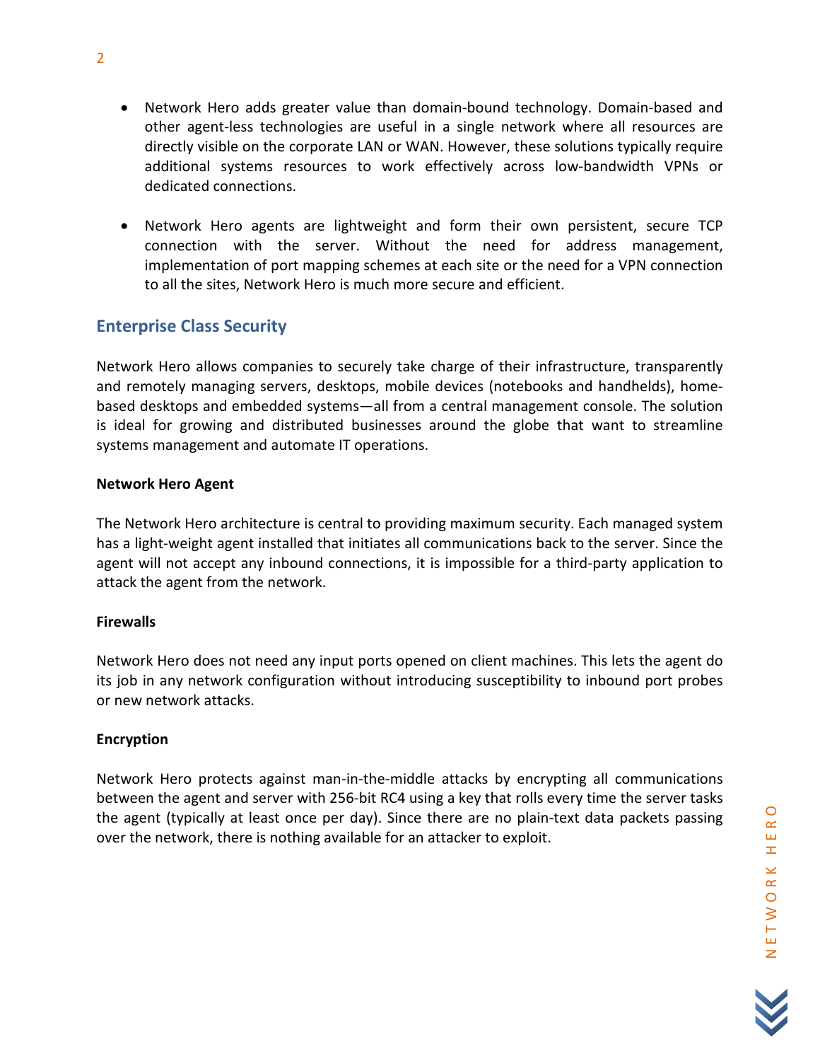- Network Hero adds greater value than domain-bound technology. Domain-based and other agent-less technologies are useful in a single network where all resources are directly visible on the corporate LAN or WAN. However, these solutions typically require additional systems resources to work effectively across low-bandwidth VPNs or dedicated connections.

- Network Hero agents are lightweight and form their own persistent, secure TCP connection with the server. Without the need for address management, implementation of port mapping schemes at each site or the need for a VPN connection to all the sites, Network Hero is much more secure and efficient.

## Enterprise Class Security

Network Hero allows companies to securely take charge of their infrastructure, transparently and remotely managing servers, desktops, mobile devices (notebooks and handhelds), home-based desktops and embedded systems—all from a central management console. The solution is ideal for growing and distributed businesses around the globe that want to streamline systems management and automate IT operations.

**Network Hero Agent**

The Network Hero architecture is central to providing maximum security. Each managed system has a light-weight agent installed that initiates all communications back to the server. Since the agent will not accept any inbound connections, it is impossible for a third-party application to attack the agent from the network.

**Firewalls**

Network Hero does not need any input ports opened on client machines. This lets the agent do its job in any network configuration without introducing susceptibility to inbound port probes or new network attacks.

**Encryption**

Network Hero protects against man-in-the-middle attacks by encrypting all communications between the agent and server with 256-bit RC4 using a key that rolls every time the server tasks the agent (typically at least once per day). Since there are no plain-text data packets passing over the network, there is nothing available for an attacker to exploit.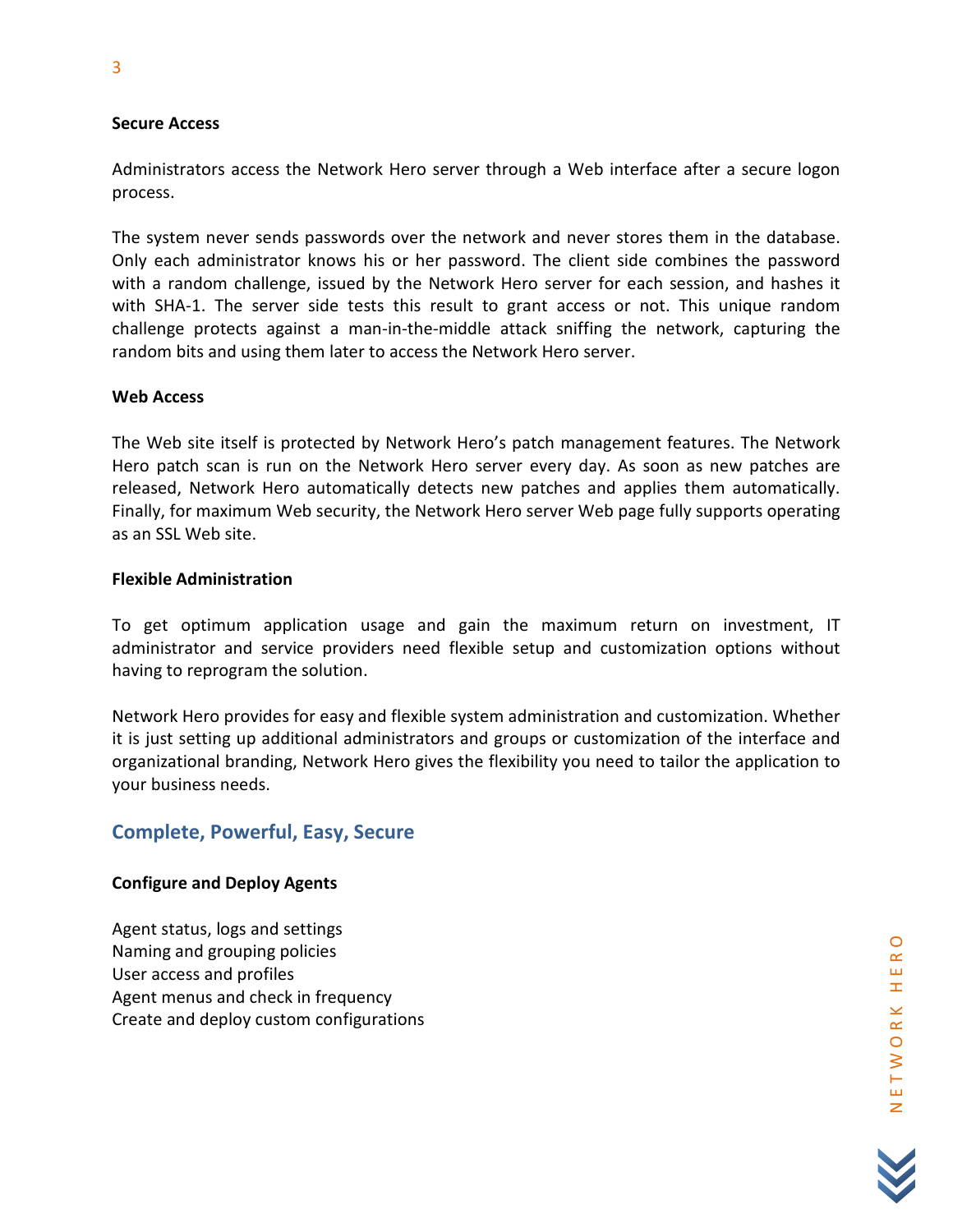**Secure Access**

Administrators access the Network Hero server through a Web interface after a secure logon process.

The system never sends passwords over the network and never stores them in the database. Only each administrator knows his or her password. The client side combines the password with a random challenge, issued by the Network Hero server for each session, and hashes it with SHA-1. The server side tests this result to grant access or not. This unique random challenge protects against a man-in-the-middle attack sniffing the network, capturing the random bits and using them later to access the Network Hero server.

**Web Access**

The Web site itself is protected by Network Hero's patch management features. The Network Hero patch scan is run on the Network Hero server every day. As soon as new patches are released, Network Hero automatically detects new patches and applies them automatically. Finally, for maximum Web security, the Network Hero server Web page fully supports operating as an SSL Web site.

**Flexible Administration**

To get optimum application usage and gain the maximum return on investment, IT administrator and service providers need flexible setup and customization options without having to reprogram the solution.

Network Hero provides for easy and flexible system administration and customization. Whether it is just setting up additional administrators and groups or customization of the interface and organizational branding, Network Hero gives the flexibility you need to tailor the application to your business needs.

## Complete, Powerful, Easy, Secure

**Configure and Deploy Agents**

Agent status, logs and settings
Naming and grouping policies
User access and profiles
Agent menus and check in frequency
Create and deploy custom configurations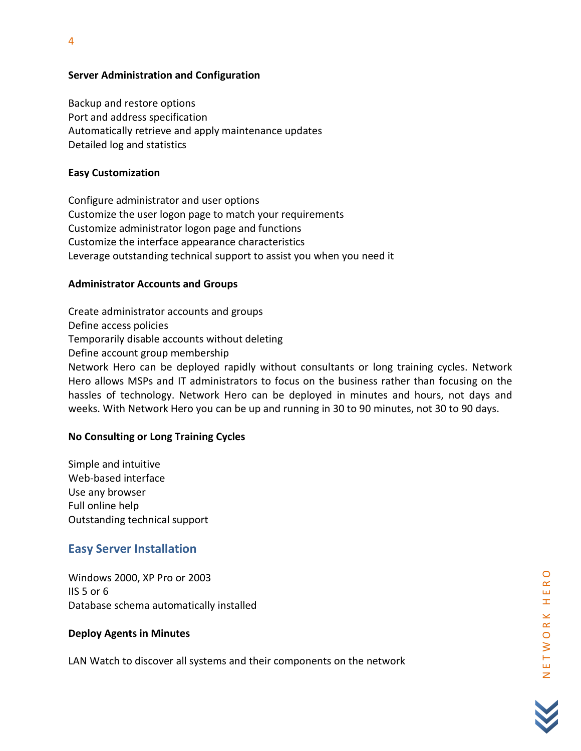**Server Administration and Configuration**

Backup and restore options
Port and address specification
Automatically retrieve and apply maintenance updates
Detailed log and statistics

**Easy Customization**

Configure administrator and user options
Customize the user logon page to match your requirements
Customize administrator logon page and functions
Customize the interface appearance characteristics
Leverage outstanding technical support to assist you when you need it

**Administrator Accounts and Groups**

Create administrator accounts and groups
Define access policies
Temporarily disable accounts without deleting
Define account group membership
Network Hero can be deployed rapidly without consultants or long training cycles. Network Hero allows MSPs and IT administrators to focus on the business rather than focusing on the hassles of technology. Network Hero can be deployed in minutes and hours, not days and weeks. With Network Hero you can be up and running in 30 to 90 minutes, not 30 to 90 days.

**No Consulting or Long Training Cycles**

Simple and intuitive
Web-based interface
Use any browser
Full online help
Outstanding technical support

## Easy Server Installation

Windows 2000, XP Pro or 2003
IIS 5 or 6
Database schema automatically installed

**Deploy Agents in Minutes**

LAN Watch to discover all systems and their components on the network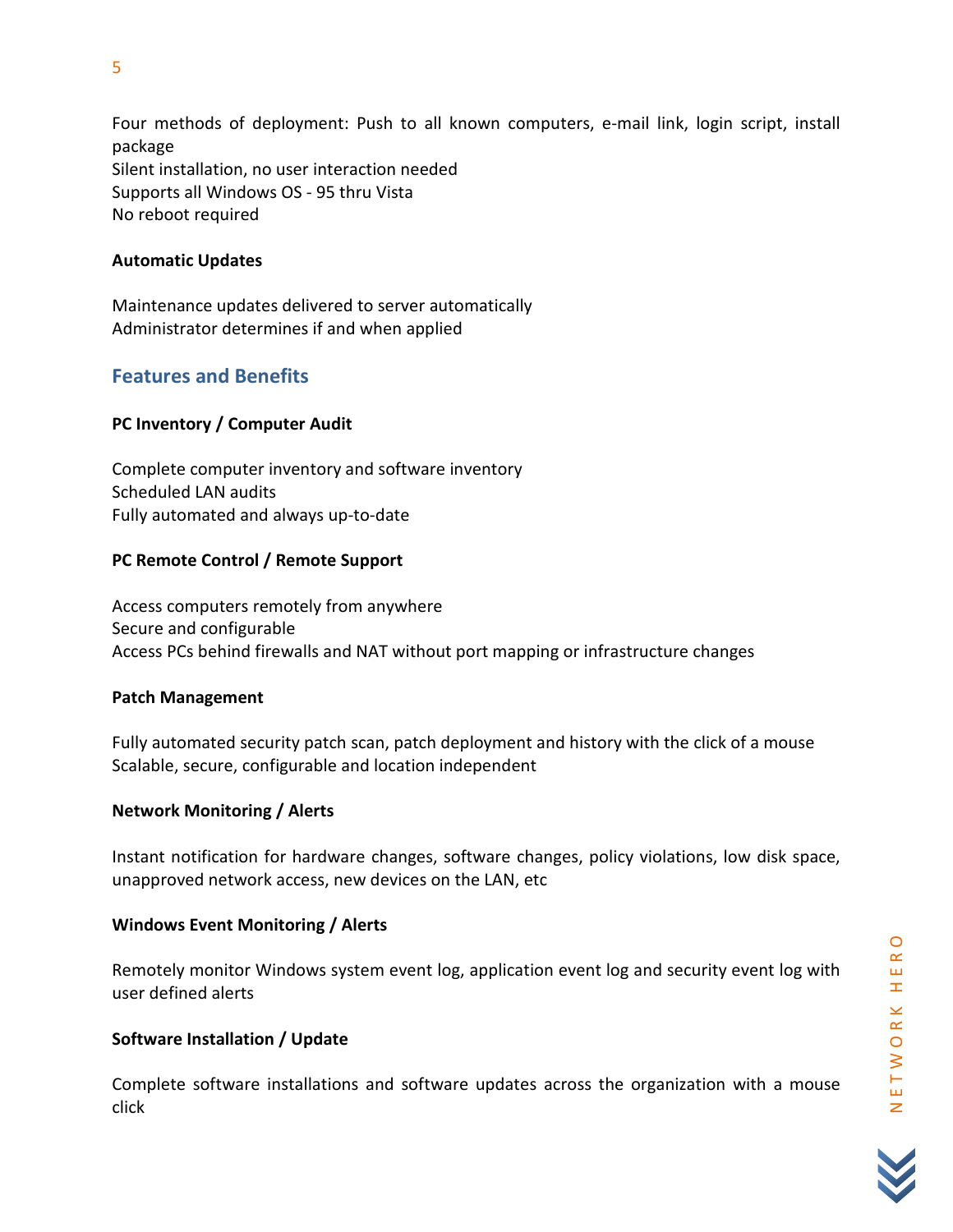Four methods of deployment: Push to all known computers, e-mail link, login script, install package
Silent installation, no user interaction needed
Supports all Windows OS - 95 thru Vista
No reboot required

**Automatic Updates**

Maintenance updates delivered to server automatically
Administrator determines if and when applied

## Features and Benefits

**PC Inventory / Computer Audit**

Complete computer inventory and software inventory
Scheduled LAN audits
Fully automated and always up-to-date

**PC Remote Control / Remote Support**

Access computers remotely from anywhere
Secure and configurable
Access PCs behind firewalls and NAT without port mapping or infrastructure changes

**Patch Management**

Fully automated security patch scan, patch deployment and history with the click of a mouse
Scalable, secure, configurable and location independent

**Network Monitoring / Alerts**

Instant notification for hardware changes, software changes, policy violations, low disk space, unapproved network access, new devices on the LAN, etc

**Windows Event Monitoring / Alerts**

Remotely monitor Windows system event log, application event log and security event log with user defined alerts

**Software Installation / Update**

Complete software installations and software updates across the organization with a mouse click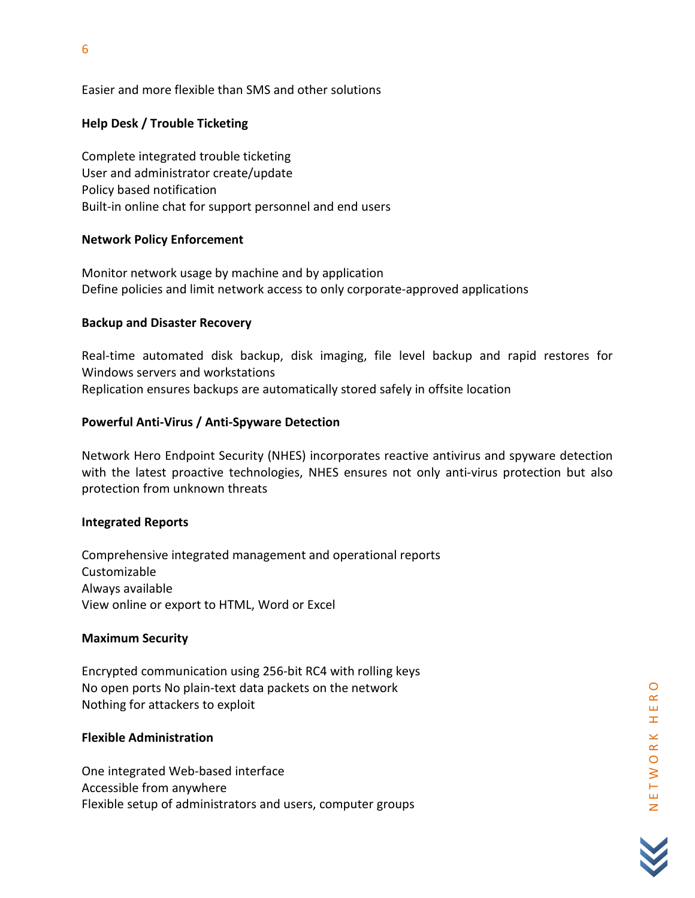Easier and more flexible than SMS and other solutions

**Help Desk / Trouble Ticketing**

Complete integrated trouble ticketing
User and administrator create/update
Policy based notification
Built-in online chat for support personnel and end users

**Network Policy Enforcement**

Monitor network usage by machine and by application
Define policies and limit network access to only corporate-approved applications

**Backup and Disaster Recovery**

Real-time automated disk backup, disk imaging, file level backup and rapid restores for Windows servers and workstations
Replication ensures backups are automatically stored safely in offsite location

**Powerful Anti-Virus / Anti-Spyware Detection**

Network Hero Endpoint Security (NHES) incorporates reactive antivirus and spyware detection with the latest proactive technologies, NHES ensures not only anti-virus protection but also protection from unknown threats

**Integrated Reports**

Comprehensive integrated management and operational reports
Customizable
Always available
View online or export to HTML, Word or Excel

**Maximum Security**

Encrypted communication using 256-bit RC4 with rolling keys
No open ports No plain-text data packets on the network
Nothing for attackers to exploit

**Flexible Administration**

One integrated Web-based interface
Accessible from anywhere
Flexible setup of administrators and users, computer groups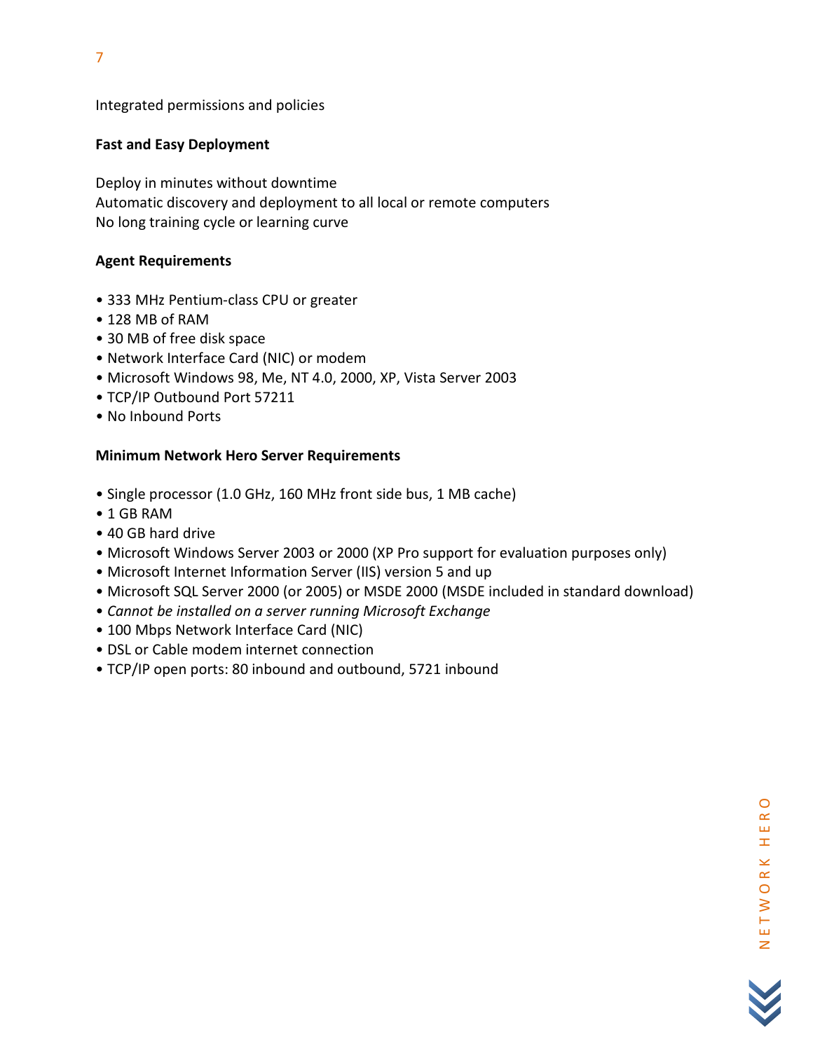Integrated permissions and policies

**Fast and Easy Deployment**

Deploy in minutes without downtime
Automatic discovery and deployment to all local or remote computers
No long training cycle or learning curve

**Agent Requirements**

- 333 MHz Pentium-class CPU or greater
- 128 MB of RAM
- 30 MB of free disk space
- Network Interface Card (NIC) or modem
- Microsoft Windows 98, Me, NT 4.0, 2000, XP, Vista Server 2003
- TCP/IP Outbound Port 57211
- No Inbound Ports

**Minimum Network Hero Server Requirements**

- Single processor (1.0 GHz, 160 MHz front side bus, 1 MB cache)
- 1 GB RAM
- 40 GB hard drive
- Microsoft Windows Server 2003 or 2000 (XP Pro support for evaluation purposes only)
- Microsoft Internet Information Server (IIS) version 5 and up
- Microsoft SQL Server 2000 (or 2005) or MSDE 2000 (MSDE included in standard download)
- *Cannot be installed on a server running Microsoft Exchange*
- 100 Mbps Network Interface Card (NIC)
- DSL or Cable modem internet connection
- TCP/IP open ports: 80 inbound and outbound, 5721 inbound